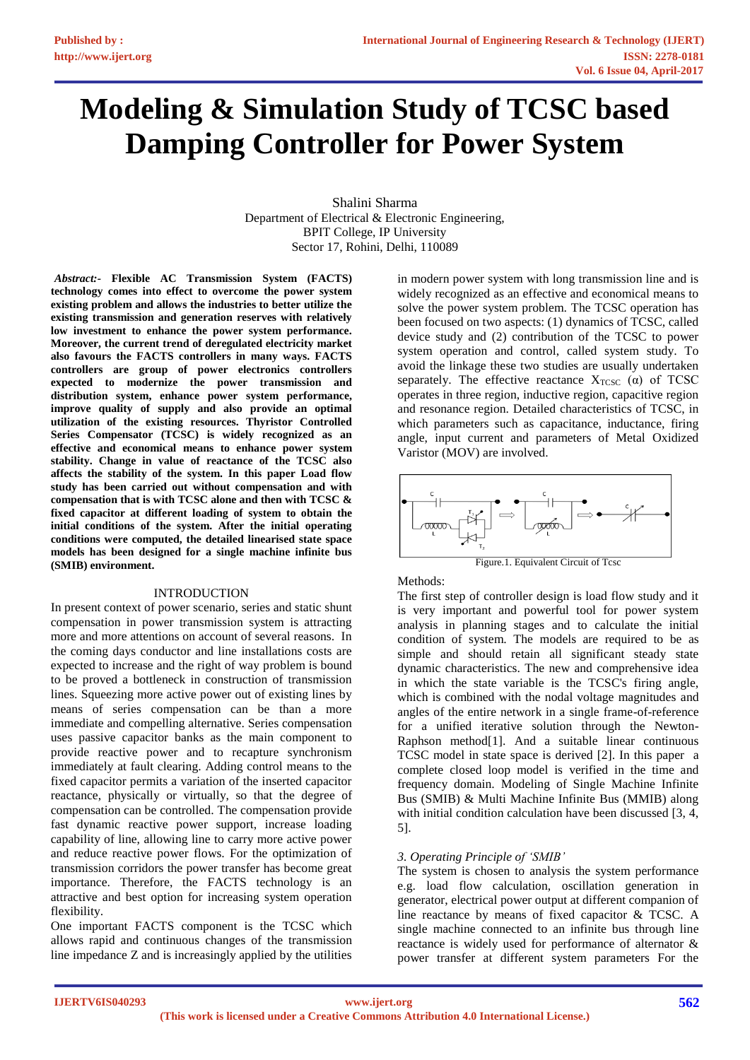# Modeling & Simulation Study of TCSC based Damping Controller for Power System

Shalini Sharma
Department of Electrical & Electronic Engineering,
BPIT College, IP University
Sector 17, Rohini, Delhi, 110089

***Abstract:-*** **Flexible AC Transmission System (FACTS) technology comes into effect to overcome the power system existing problem and allows the industries to better utilize the existing transmission and generation reserves with relatively low investment to enhance the power system performance. Moreover, the current trend of deregulated electricity market also favours the FACTS controllers in many ways. FACTS controllers are group of power electronics controllers expected to modernize the power transmission and distribution system, enhance power system performance, improve quality of supply and also provide an optimal utilization of the existing resources. Thyristor Controlled Series Compensator (TCSC) is widely recognized as an effective and economical means to enhance power system stability. Change in value of reactance of the TCSC also affects the stability of the system. In this paper Load flow study has been carried out without compensation and with compensation that is with TCSC alone and then with TCSC & fixed capacitor at different loading of system to obtain the initial conditions of the system. After the initial operating conditions were computed, the detailed linearised state space models has been designed for a single machine infinite bus (SMIB) environment.**

## INTRODUCTION

In present context of power scenario, series and static shunt compensation in power transmission system is attracting more and more attentions on account of several reasons. In the coming days conductor and line installations costs are expected to increase and the right of way problem is bound to be proved a bottleneck in construction of transmission lines. Squeezing more active power out of existing lines by means of series compensation can be than a more immediate and compelling alternative. Series compensation uses passive capacitor banks as the main component to provide reactive power and to recapture synchronism immediately at fault clearing. Adding control means to the fixed capacitor permits a variation of the inserted capacitor reactance, physically or virtually, so that the degree of compensation can be controlled. The compensation provide fast dynamic reactive power support, increase loading capability of line, allowing line to carry more active power and reduce reactive power flows. For the optimization of transmission corridors the power transfer has become great importance. Therefore, the FACTS technology is an attractive and best option for increasing system operation flexibility.

One important FACTS component is the TCSC which allows rapid and continuous changes of the transmission line impedance Z and is increasingly applied by the utilities in modern power system with long transmission line and is widely recognized as an effective and economical means to solve the power system problem. The TCSC operation has been focused on two aspects: (1) dynamics of TCSC, called device study and (2) contribution of the TCSC to power system operation and control, called system study. To avoid the linkage these two studies are usually undertaken separately. The effective reactance $X_{TCSC}$ ($\alpha$) of TCSC operates in three region, inductive region, capacitive region and resonance region. Detailed characteristics of TCSC, in which parameters such as capacitance, inductance, firing angle, input current and parameters of Metal Oxidized Varistor (MOV) are involved.

Figure.1. Equivalent Circuit of Tcsc

Methods:

The first step of controller design is load flow study and it is very important and powerful tool for power system analysis in planning stages and to calculate the initial condition of system. The models are required to be as simple and should retain all significant steady state dynamic characteristics. The new and comprehensive idea in which the state variable is the TCSC's firing angle, which is combined with the nodal voltage magnitudes and angles of the entire network in a single frame-of-reference for a unified iterative solution through the Newton-Raphson method[1]. And a suitable linear continuous TCSC model in state space is derived [2]. In this paper a complete closed loop model is verified in the time and frequency domain. Modeling of Single Machine Infinite Bus (SMIB) & Multi Machine Infinite Bus (MMIB) along with initial condition calculation have been discussed [3, 4, 5].

### *3. Operating Principle of 'SMIB'*

The system is chosen to analysis the system performance e.g. load flow calculation, oscillation generation in generator, electrical power output at different companion of line reactance by means of fixed capacitor & TCSC. A single machine connected to an infinite bus through line reactance is widely used for performance of alternator & power transfer at different system parameters For the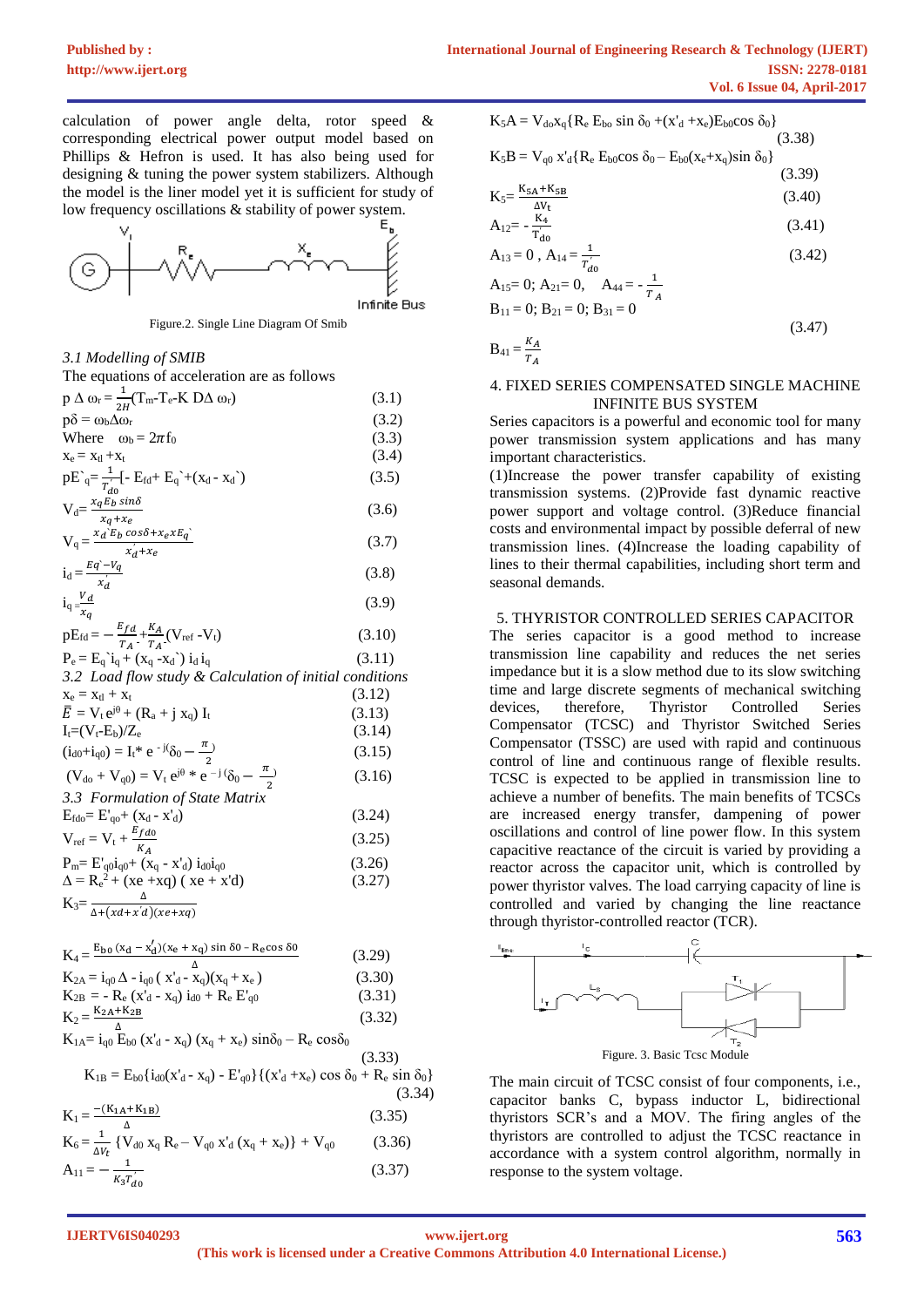calculation of power angle delta, rotor speed & corresponding electrical power output model based on Phillips & Hefron is used. It has also being used for designing & tuning the power system stabilizers. Although the model is the liner model yet it is sufficient for study of low frequency oscillations & stability of power system.

Figure.2. Single Line Diagram Of Smib

*3.1 Modelling of SMIB*

The equations of acceleration are as follows

$$p\,\Delta\,\omega_r = \frac{1}{2H}(T_m\text{-}T_e\text{-}K\,D\Delta\,\omega_r) \quad (3.1)$$

$$p\delta = \omega_b \Delta\omega_r \quad (3.2)$$

Where $\omega_b = 2\pi f_0$ (3.3)

$$x_e = x_{tl} + x_t \quad (3.4)$$

$$pE`_q = \frac{1}{T_{do}^{`}}[-\,E_{fd} + E_q` + (x_d - x_d`) \quad (3.5)$$

$$V_d = \frac{x_q E_b \sin\delta}{x_q + x_e} \quad (3.6)$$

$$V_q = \frac{x_d` E_b \cos\delta + x_e x E_q`}{x_d^{`} + x_e} \quad (3.7)$$

$$i_d = \frac{Eq` - V_q}{x_d^{`}} \quad (3.8)$$

$$i_q = \frac{V_d}{x_q} \quad (3.9)$$

$$pE_{fd} = -\frac{E_{fd}}{T_A} + \frac{K_A}{T_A}(V_{ref} - V_t) \quad (3.10)$$

$$P_e = E_q`i_q + (x_q - x_d`)\, i_d\, i_q \quad (3.11)$$

*3.2 Load flow study & Calculation of initial conditions*

$$x_e = x_{tl} + x_t \quad (3.12)$$

$$\bar{E} = V_t e^{j\theta} + (R_a + j\,x_q)\,I_t \quad (3.13)$$

$$I_t = (V_t - E_b)/Z_e \quad (3.14)$$

$$(i_{d0} + i_{q0}) = I_t{*}\, e^{-j(\delta_0 - \frac{\pi}{2})} \quad (3.15)$$

$$(V_{do} + V_{q0}) = V_t\, e^{j\theta} * e^{-j(\delta_0 - \frac{\pi}{2})} \quad (3.16)$$

*3.3 Formulation of State Matrix*

$$E_{fdo} = E'_{qo} + (x_d - x'_d) \quad (3.24)$$

$$V_{ref} = V_t + \frac{E_{fd0}}{K_A} \quad (3.25)$$

$$P_m = E'_{q0} i_{q0} + (x_q - x'_d)\, i_{d0} i_{q0} \quad (3.26)$$

$$\Delta = R_e^2 + (xe + xq)\,(xe + x'd) \quad (3.27)$$

$$K_3 = \frac{\Delta}{\Delta + (xd + x'd)(xe + xq)}$$

$$K_4 = \frac{E_{b0}\,(x_d - x_d^{\prime})(x_e + x_q)\sin\delta 0 - R_e\cos\delta 0}{\Delta} \quad (3.29)$$

$$K_{2A} = i_{q0}\,\Delta - i_{q0}\,(x'_d - x_q)(x_q + x_e) \quad (3.30)$$

$$K_{2B} = -\,R_e\,(x'_d - x_q)\,i_{d0} + R_e\,E'_{q0} \quad (3.31)$$

$$K_2 = \frac{K_{2A} + K_{2B}}{\Delta} \quad (3.32)$$

$$K_{1A} = i_{q0}\,E_{b0}\,(x'_d - x_q)\,(x_q + x_e)\sin\delta_0 - R_e\cos\delta_0 \quad (3.33)$$

$$K_{1B} = E_{b0}\{i_{d0}(x'_d - x_q) - E'_{q0}\}\{(x'_d + x_e)\cos\delta_0 + R_e\sin\delta_0\} \quad (3.34)$$

$$K_1 = \frac{-(K_{1A} + K_{1B})}{\Delta} \quad (3.35)$$

$$K_6 = \frac{1}{\Delta V_t}\{V_{d0}\,x_q\,R_e - V_{q0}\,x'_d\,(x_q + x_e)\} + V_{q0} \quad (3.36)$$

$$A_{11} = -\frac{1}{K_3 T_{d0}} \quad (3.37)$$

$$K_5A = V_{do} x_q\{R_e\,E_{bo}\sin\delta_0 + (x'_d + x_e)E_{b0}\cos\delta_0\} \quad (3.38)$$

$$K_5B = V_{q0}\,x'_d\{R_e\,E_{b0}\cos\delta_0 - E_{b0}(x_e + x_q)\sin\delta_0\} \quad (3.39)$$

$$K_5 = \frac{K_{5A} + K_{5B}}{\Delta V_t} \quad (3.40)$$

$$A_{12} = -\frac{K_4}{T_{d0}^{'}} \quad (3.41)$$

$$A_{13} = 0\,,\; A_{14} = \frac{1}{T_{d0}^{'}} \quad (3.42)$$

$$A_{15} = 0;\; A_{21} = 0,\quad A_{44} = -\frac{1}{T_A}$$

$$B_{11} = 0;\; B_{21} = 0;\; B_{31} = 0$$

$$B_{41} = \frac{K_A}{T_A} \quad (3.47)$$

## 4. FIXED SERIES COMPENSATED SINGLE MACHINE INFINITE BUS SYSTEM

Series capacitors is a powerful and economic tool for many power transmission system applications and has many important characteristics.

(1)Increase the power transfer capability of existing transmission systems. (2)Provide fast dynamic reactive power support and voltage control. (3)Reduce financial costs and environmental impact by possible deferral of new transmission lines. (4)Increase the loading capability of lines to their thermal capabilities, including short term and seasonal demands.

## 5. THYRISTOR CONTROLLED SERIES CAPACITOR

The series capacitor is a good method to increase transmission line capability and reduces the net series impedance but it is a slow method due to its slow switching time and large discrete segments of mechanical switching devices, therefore, Thyristor Controlled Series Compensator (TCSC) and Thyristor Switched Series Compensator (TSSC) are used with rapid and continuous control of line and continuous range of flexible results. TCSC is expected to be applied in transmission line to achieve a number of benefits. The main benefits of TCSCs are increased energy transfer, dampening of power oscillations and control of line power flow. In this system capacitive reactance of the circuit is varied by providing a reactor across the capacitor unit, which is controlled by power thyristor valves. The load carrying capacity of line is controlled and varied by changing the line reactance through thyristor-controlled reactor (TCR).

Figure. 3. Basic Tcsc Module

The main circuit of TCSC consist of four components, i.e., capacitor banks C, bypass inductor L, bidirectional thyristors SCR's and a MOV. The firing angles of the thyristors are controlled to adjust the TCSC reactance in accordance with a system control algorithm, normally in response to the system voltage.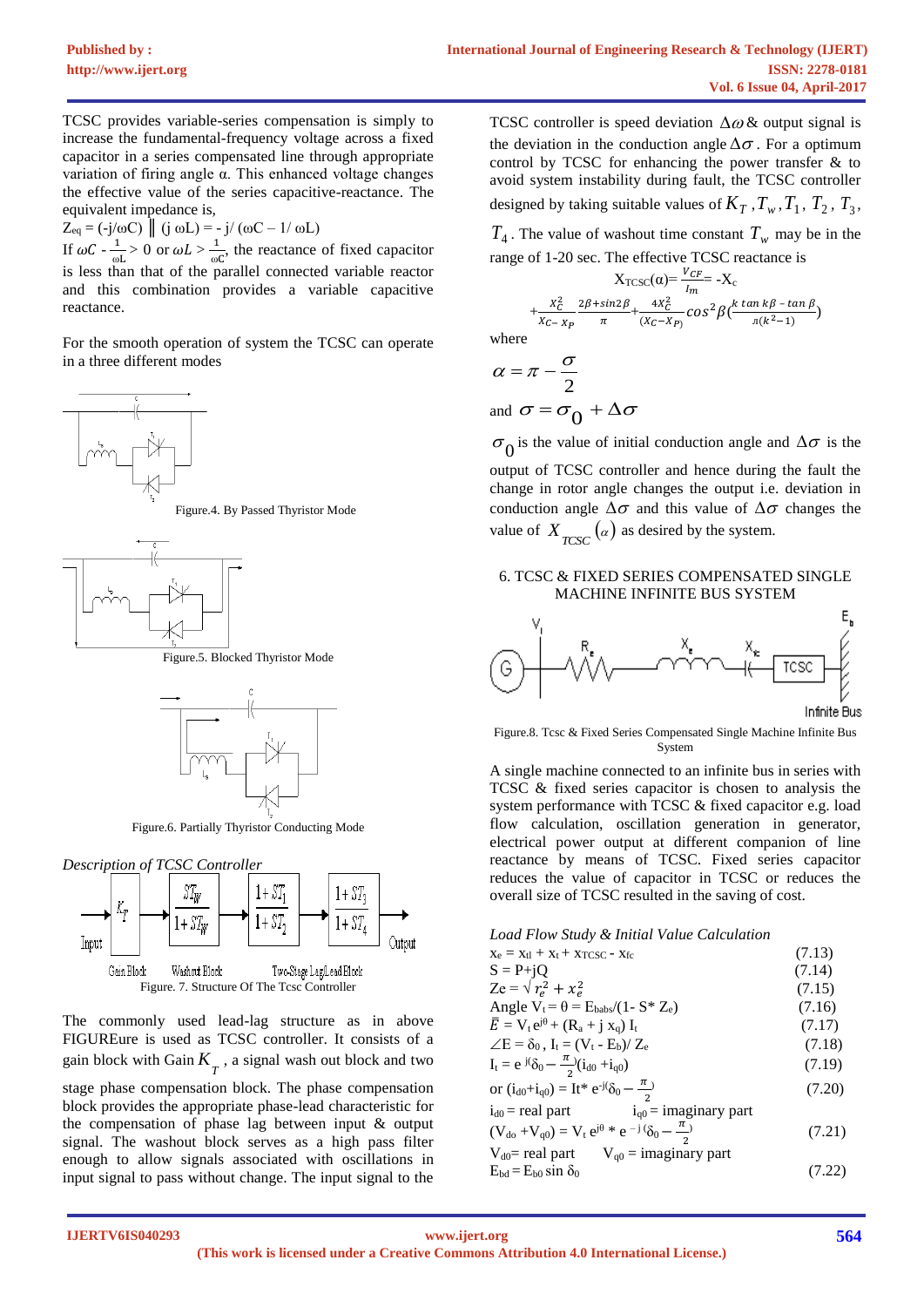TCSC provides variable-series compensation is simply to increase the fundamental-frequency voltage across a fixed capacitor in a series compensated line through appropriate variation of firing angle α. This enhanced voltage changes the effective value of the series capacitive-reactance. The equivalent impedance is,

$Z_{eq} = (-j/\omega C) \parallel (j\,\omega L) = -j/(\omega C - 1/\omega L)$

If $\omega C - \frac{1}{\omega L} > 0$ or $\omega L > \frac{1}{\omega C}$, the reactance of fixed capacitor is less than that of the parallel connected variable reactor and this combination provides a variable capacitive reactance.

For the smooth operation of system the TCSC can operate in a three different modes

Figure.4. By Passed Thyristor Mode

Figure.5. Blocked Thyristor Mode

Figure.6. Partially Thyristor Conducting Mode

*Description of TCSC Controller*

Figure. 7. Structure Of The Tcsc Controller

The commonly used lead-lag structure as in above FIGUREeure is used as TCSC controller. It consists of a gain block with Gain $K_T$, a signal wash out block and two stage phase compensation block. The phase compensation block provides the appropriate phase-lead characteristic for the compensation of phase lag between input & output signal. The washout block serves as a high pass filter enough to allow signals associated with oscillations in input signal to pass without change. The input signal to the TCSC controller is speed deviation $\Delta\omega$ & output signal is the deviation in the conduction angle $\Delta\sigma$. For a optimum control by TCSC for enhancing the power transfer & to avoid system instability during fault, the TCSC controller designed by taking suitable values of $K_T, T_w, T_1, T_2, T_3, T_4$. The value of washout time constant $T_w$ may be in the range of 1-20 sec. The effective TCSC reactance is

$$X_{TCSC}(\alpha) = \frac{V_{CF}}{I_m} = -X_c + \frac{X_C^2}{X_C - X_P}\frac{2\beta + \sin 2\beta}{\pi} + \frac{4X_C^2}{(X_C - X_P)}\cos^2\beta\left(\frac{k\tan k\beta - \tan\beta}{\pi(k^2-1)}\right)$$

where

$$\alpha = \pi - \frac{\sigma}{2}$$

and $\sigma = \sigma_0 + \Delta\sigma$

$\sigma_0$ is the value of initial conduction angle and $\Delta\sigma$ is the output of TCSC controller and hence during the fault the change in rotor angle changes the output i.e. deviation in conduction angle $\Delta\sigma$ and this value of $\Delta\sigma$ changes the value of $X_{TCSC}(\alpha)$ as desired by the system.

## 6. TCSC & FIXED SERIES COMPENSATED SINGLE MACHINE INFINITE BUS SYSTEM

Figure.8. Tcsc & Fixed Series Compensated Single Machine Infinite Bus System

A single machine connected to an infinite bus in series with TCSC & fixed series capacitor is chosen to analysis the system performance with TCSC & fixed capacitor e.g. load flow calculation, oscillation generation in generator, electrical power output at different companion of line reactance by means of TCSC. Fixed series capacitor reduces the value of capacitor in TCSC or reduces the overall size of TCSC resulted in the saving of cost.

*Load Flow Study & Initial Value Calculation*

$x_e = x_{tl} + x_t + x_{TCSC} - x_{fc}$ (7.13)

$S = P + jQ$ (7.14)

$Ze = \sqrt{r_e^2 + x_e^2}$ (7.15)

Angle $V_t = \theta = E_{babs}/(1 - S^* Z_e)$ (7.16)

$\bar{E} = V_t e^{j\theta} + (R_a + j\,x_q)\,I_t$ (7.17)

$\angle E = \delta_0$, $I_t = (V_t - E_b)/Z_e$ (7.18)

$I_t = e^{j(\delta_0 - \frac{\pi}{2})}(i_{d0} + i_{q0})$ (7.19)

or $(i_{d0} + i_{q0}) = It^* e^{-j(\delta_0 - \frac{\pi}{2})}$ (7.20)

$i_{d0}$ = real part $i_{q0}$ = imaginary part

$(V_{do} + V_{q0}) = V_t e^{j\theta} * e^{-j(\delta_0 - \frac{\pi}{2})}$ (7.21)

$V_{d0}$ = real part $V_{q0}$ = imaginary part

$E_{bd} = E_{b0}\sin\delta_0$ (7.22)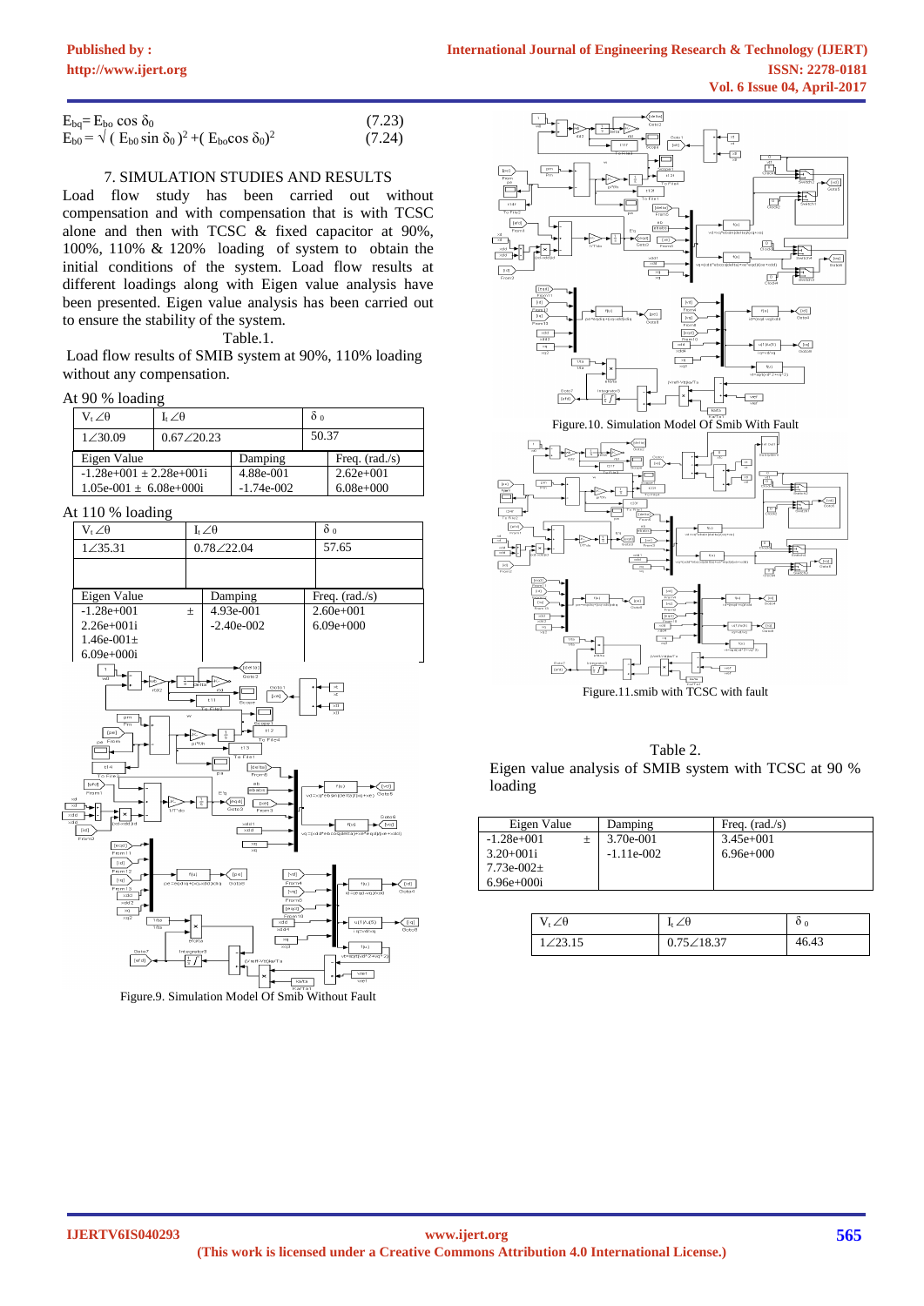$$E_{bq} = E_{bo} \cos \delta_0 \qquad (7.23)$$

$$E_{b0} = \sqrt{(E_{b0} \sin \delta_0)^2 + (E_{bo} \cos \delta_0)^2} \qquad (7.24)$$

## 7. SIMULATION STUDIES AND RESULTS

Load flow study has been carried out without compensation and with compensation that is with TCSC alone and then with TCSC & fixed capacitor at 90%, 100%, 110% & 120% loading of system to obtain the initial conditions of the system. Load flow results at different loadings along with Eigen value analysis have been presented. Eigen value analysis has been carried out to ensure the stability of the system.

Table.1.

Load flow results of SMIB system at 90%, 110% loading without any compensation.

At 90 % loading

| $V_t \angle\theta$ | $I_t \angle\theta$ | $\delta_0$ |
|---|---|---|
| $1\angle 30.09$ | $0.67\angle 20.23$ | 50.37 |

| Eigen Value | Damping | Freq. (rad./s) |
|---|---|---|
| -1.28e+001 ± 2.28e+001i | 4.88e-001 | 2.62e+001 |
| 1.05e-001 ± 6.08e+000i | -1.74e-002 | 6.08e+000 |

At 110 % loading

| $V_t \angle\theta$ | $I_t \angle\theta$ | $\delta_0$ |
|---|---|---|
| $1\angle 35.31$ | $0.78\angle 22.04$ | 57.65 |
| | | |

| Eigen Value | Damping | Freq. (rad./s) |
|---|---|---|
| -1.28e+001 ± 2.26e+001i | 4.93e-001 | 2.60e+001 |
| 1.46e-001± 6.09e+000i | -2.40e-002 | 6.09e+000 |

Figure.9. Simulation Model Of Smib Without Fault

Figure.10. Simulation Model Of Smib With Fault

Figure.11.smib with TCSC with fault

Table 2.

Eigen value analysis of SMIB system with TCSC at 90 % loading

| Eigen Value | Damping | Freq. (rad./s) |
|---|---|---|
| -1.28e+001 ± 3.20+001i | 3.70e-001 | 3.45e+001 |
| 7.73e-002± 6.96e+000i | -1.11e-002 | 6.96e+000 |

| $V_t \angle\theta$ | $I_t \angle\theta$ | $\delta_0$ |
|---|---|---|
| $1\angle 23.15$ | $0.75\angle 18.37$ | 46.43 |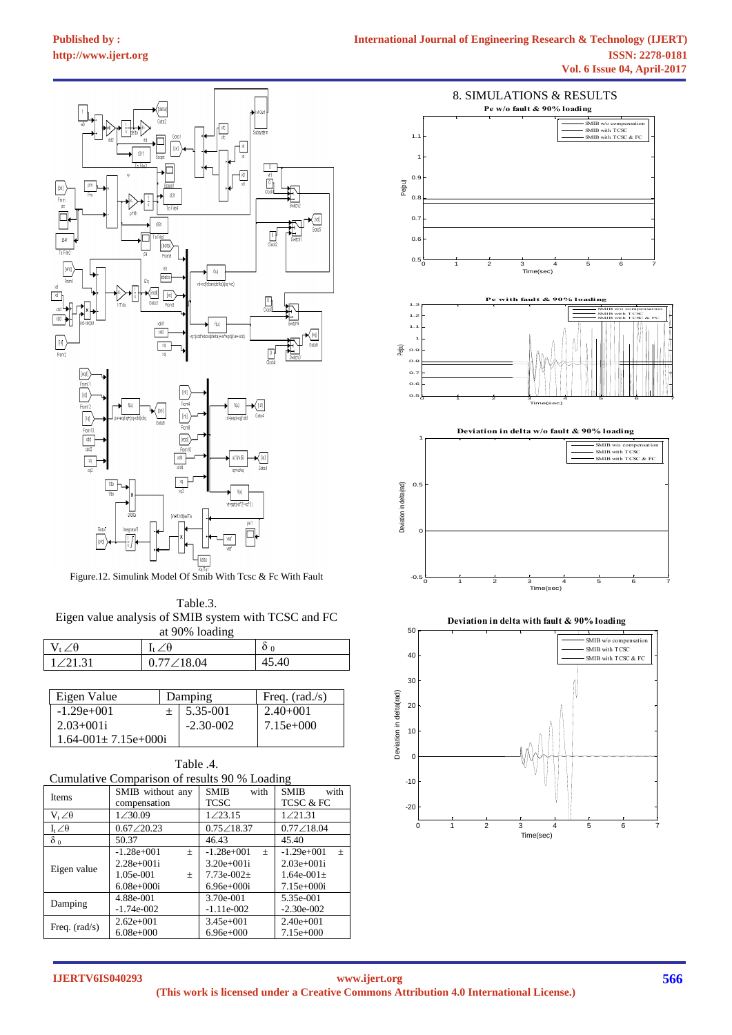Figure.12. Simulink Model Of Smib With Tcsc & Fc With Fault

Table.3.
Eigen value analysis of SMIB system with TCSC and FC at 90% loading

| $V_t \angle\theta$ | $I_t \angle\theta$ | $\delta_0$ |
|---|---|---|
| $1\angle21.31$ | $0.77\angle18.04$ | 45.40 |

| Eigen Value | Damping | Freq. (rad./s) |
|---|---|---|
| -1.29e+001 ± 2.03+001i | 5.35-001 | 2.40+001 |
| 1.64-001± 7.15e+000i | -2.30-002 | 7.15e+000 |

Table .4.
Cumulative Comparison of results 90 % Loading

| Items | SMIB without any compensation | SMIB with TCSC | SMIB with TCSC & FC |
|---|---|---|---|
| $V_t \angle\theta$ | $1\angle30.09$ | $1\angle23.15$ | $1\angle21.31$ |
| $I_t \angle\theta$ | $0.67\angle20.23$ | $0.75\angle18.37$ | $0.77\angle18.04$ |
| $\delta_0$ | 50.37 | 46.43 | 45.40 |
| Eigen value | -1.28e+001 ± 2.28e+001i 1.05e-001 ± 6.08e+000i | -1.28e+001 ± 3.20e+001i 7.73e-002± 6.96e+000i | -1.29e+001 ± 2.03e+001i 1.64e-001± 7.15e+000i |
| Damping | 4.88e-001 -1.74e-002 | 3.70e-001 -1.11e-002 | 5.35e-001 -2.30e-002 |
| Freq. (rad/s) | 2.62e+001 6.08e+000 | 3.45e+001 6.96e+000 | 2.40e+001 7.15e+000 |

## 8. SIMULATIONS & RESULTS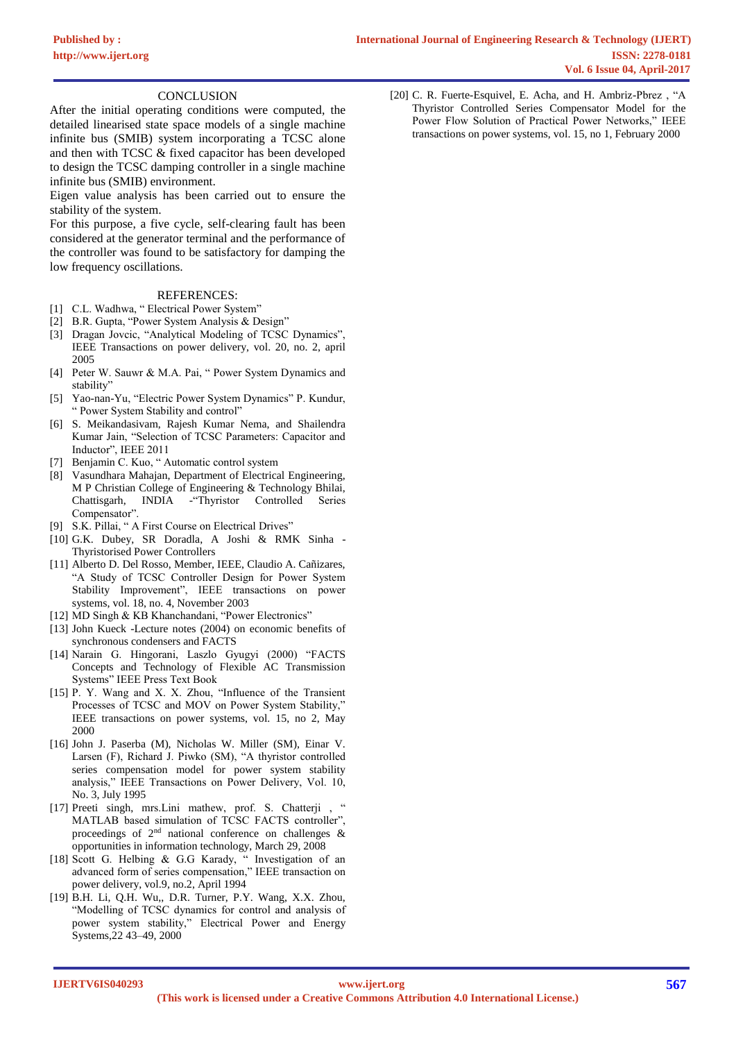## CONCLUSION

After the initial operating conditions were computed, the detailed linearised state space models of a single machine infinite bus (SMIB) system incorporating a TCSC alone and then with TCSC & fixed capacitor has been developed to design the TCSC damping controller in a single machine infinite bus (SMIB) environment.

Eigen value analysis has been carried out to ensure the stability of the system.

For this purpose, a five cycle, self-clearing fault has been considered at the generator terminal and the performance of the controller was found to be satisfactory for damping the low frequency oscillations.

## REFERENCES:

[1] C.L. Wadhwa, " Electrical Power System"

[2] B.R. Gupta, "Power System Analysis & Design"

[3] Dragan Jovcic, "Analytical Modeling of TCSC Dynamics", IEEE Transactions on power delivery, vol. 20, no. 2, april 2005

[4] Peter W. Sauwr & M.A. Pai, " Power System Dynamics and stability"

[5] Yao-nan-Yu, "Electric Power System Dynamics" P. Kundur, " Power System Stability and control"

[6] S. Meikandasivam, Rajesh Kumar Nema, and Shailendra Kumar Jain, "Selection of TCSC Parameters: Capacitor and Inductor", IEEE 2011

[7] Benjamin C. Kuo, " Automatic control system

[8] Vasundhara Mahajan, Department of Electrical Engineering, M P Christian College of Engineering & Technology Bhilai, Chattisgarh, INDIA -"Thyristor Controlled Series Compensator".

[9] S.K. Pillai, " A First Course on Electrical Drives"

[10] G.K. Dubey, SR Doradla, A Joshi & RMK Sinha - Thyristorised Power Controllers

[11] Alberto D. Del Rosso, Member, IEEE, Claudio A. Cañizares, "A Study of TCSC Controller Design for Power System Stability Improvement", IEEE transactions on power systems, vol. 18, no. 4, November 2003

[12] MD Singh & KB Khanchandani, "Power Electronics"

[13] John Kueck -Lecture notes (2004) on economic benefits of synchronous condensers and FACTS

[14] Narain G. Hingorani, Laszlo Gyugyi (2000) "FACTS Concepts and Technology of Flexible AC Transmission Systems" IEEE Press Text Book

[15] P. Y. Wang and X. X. Zhou, "Influence of the Transient Processes of TCSC and MOV on Power System Stability," IEEE transactions on power systems, vol. 15, no 2, May 2000

[16] John J. Paserba (M), Nicholas W. Miller (SM), Einar V. Larsen (F), Richard J. Piwko (SM), "A thyristor controlled series compensation model for power system stability analysis," IEEE Transactions on Power Delivery, Vol. 10, No. 3, July 1995

[17] Preeti singh, mrs.Lini mathew, prof. S. Chatterji , " MATLAB based simulation of TCSC FACTS controller", proceedings of 2nd national conference on challenges & opportunities in information technology, March 29, 2008

[18] Scott G. Helbing & G.G Karady, " Investigation of an advanced form of series compensation," IEEE transaction on power delivery, vol.9, no.2, April 1994

[19] B.H. Li, Q.H. Wu,, D.R. Turner, P.Y. Wang, X.X. Zhou, "Modelling of TCSC dynamics for control and analysis of power system stability," Electrical Power and Energy Systems,22 43–49, 2000

[20] C. R. Fuerte-Esquivel, E. Acha, and H. Ambriz-Pbrez , "A Thyristor Controlled Series Compensator Model for the Power Flow Solution of Practical Power Networks," IEEE transactions on power systems, vol. 15, no 1, February 2000